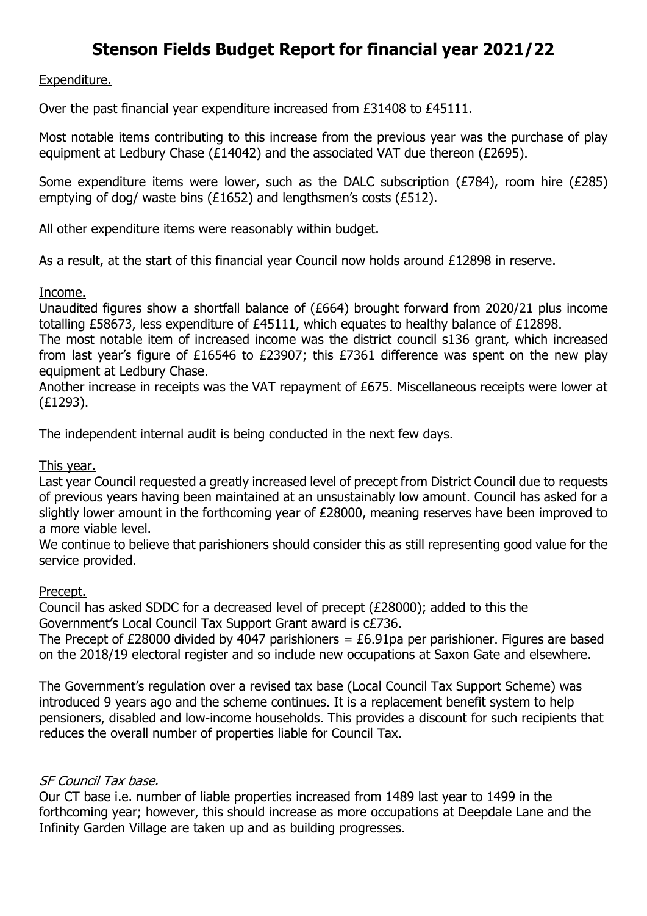# Stenson Fields Budget Report for financial year 2021/22

Expenditure.

Over the past financial year expenditure increased from £31408 to £45111.

Most notable items contributing to this increase from the previous year was the purchase of play equipment at Ledbury Chase (£14042) and the associated VAT due thereon (£2695).

Some expenditure items were lower, such as the DALC subscription (£784), room hire (£285) emptying of dog/ waste bins (£1652) and lengthsmen's costs (£512).

All other expenditure items were reasonably within budget.

As a result, at the start of this financial year Council now holds around £12898 in reserve.

Income.

Unaudited figures show a shortfall balance of (£664) brought forward from 2020/21 plus income totalling £58673, less expenditure of £45111, which equates to healthy balance of £12898.

The most notable item of increased income was the district council s136 grant, which increased from last year's figure of £16546 to £23907; this £7361 difference was spent on the new play equipment at Ledbury Chase.

Another increase in receipts was the VAT repayment of £675. Miscellaneous receipts were lower at (£1293).

The independent internal audit is being conducted in the next few days.

This year.

Last year Council requested a greatly increased level of precept from District Council due to requests of previous years having been maintained at an unsustainably low amount. Council has asked for a slightly lower amount in the forthcoming year of £28000, meaning reserves have been improved to a more viable level.

We continue to believe that parishioners should consider this as still representing good value for the service provided.

Precept.

Council has asked SDDC for a decreased level of precept (£28000); added to this the Government's Local Council Tax Support Grant award is c£736.

The Precept of £28000 divided by 4047 parishioners = £6.91pa per parishioner. Figures are based on the 2018/19 electoral register and so include new occupations at Saxon Gate and elsewhere.

The Government's regulation over a revised tax base (Local Council Tax Support Scheme) was introduced 9 years ago and the scheme continues. It is a replacement benefit system to help pensioners, disabled and low-income households. This provides a discount for such recipients that reduces the overall number of properties liable for Council Tax.

*SF Council Tax base.*

Our CT base i.e. number of liable properties increased from 1489 last year to 1499 in the forthcoming year; however, this should increase as more occupations at Deepdale Lane and the Infinity Garden Village are taken up and as building progresses.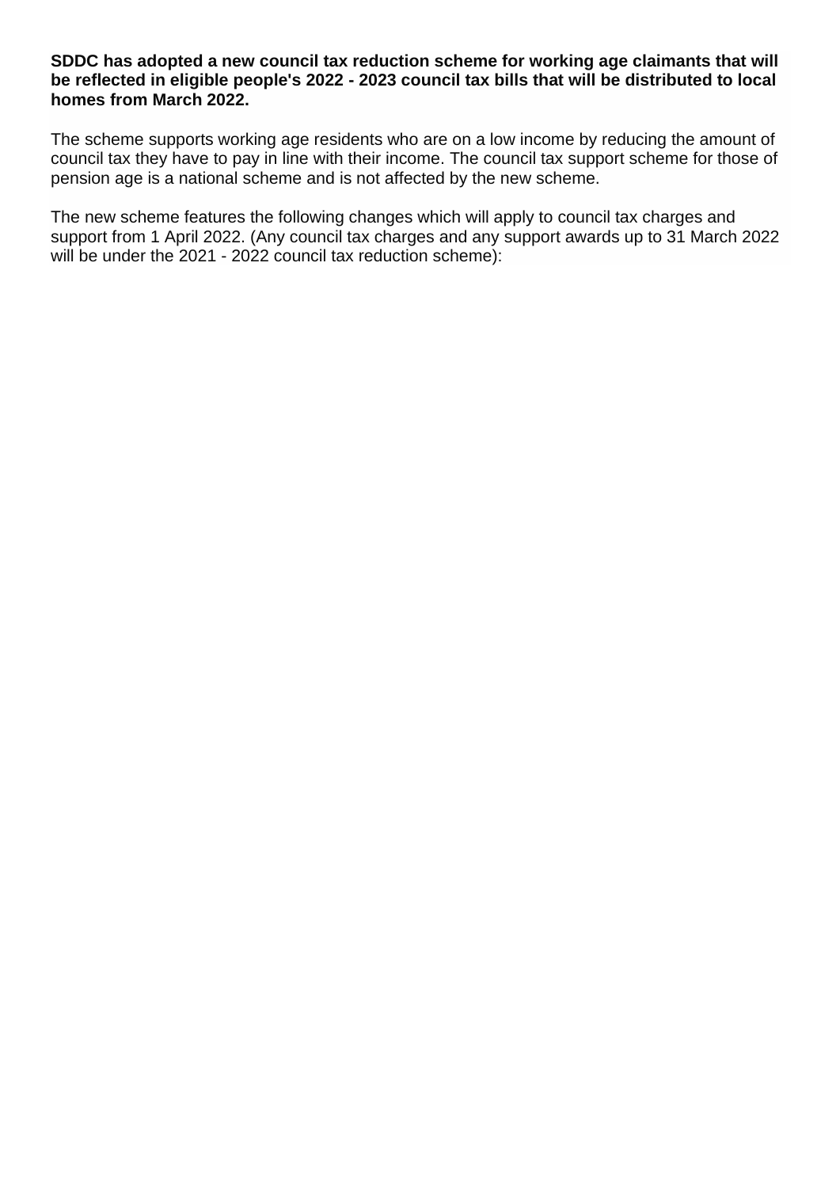**SDDC has adopted a new council tax reduction scheme for working age claimants that will be reflected in eligible people's 2022 - 2023 council tax bills that will be distributed to local homes from March 2022.**

The scheme supports working age residents who are on a low income by reducing the amount of council tax they have to pay in line with their income. The council tax support scheme for those of pension age is a national scheme and is not affected by the new scheme.

The new scheme features the following changes which will apply to council tax charges and support from 1 April 2022. (Any council tax charges and any support awards up to 31 March 2022 will be under the 2021 - 2022 council tax reduction scheme):